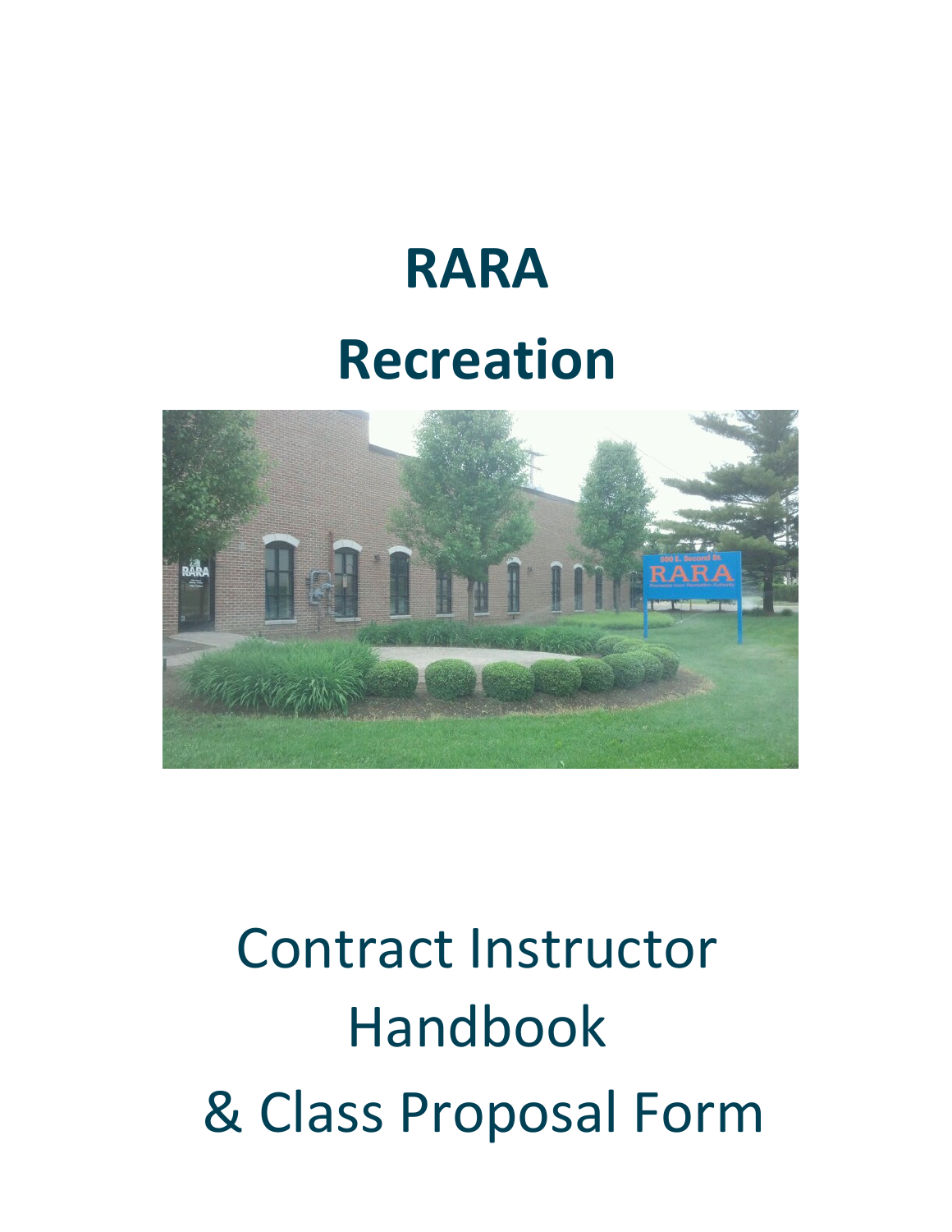# RARA

# Recreation

# Contract Instructor Handbook & Class Proposal Form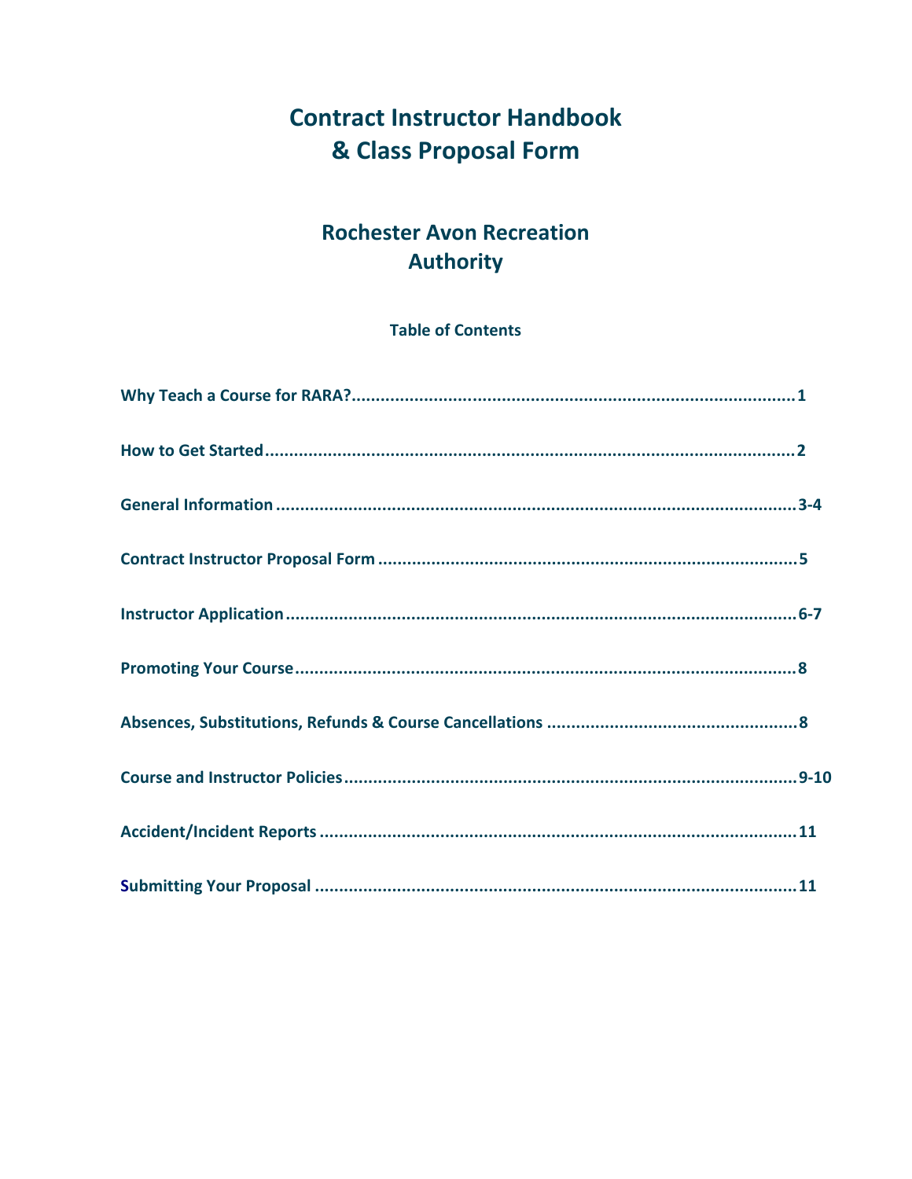# Contract Instructor Handbook & Class Proposal Form

## Rochester Avon Recreation Authority

### Table of Contents

**Why Teach a Course for RARA?** ........................................................................................ **1**

**How to Get Started** ........................................................................................................... **2**

**General Information** ......................................................................................................... **3-4**

**Contract Instructor Proposal Form** .................................................................................... **5**

**Instructor Application** ...................................................................................................... **6-7**

**Promoting Your Course** ..................................................................................................... **8**

**Absences, Substitutions, Refunds & Course Cancellations** .................................................. **8**

**Course and Instructor Policies** .......................................................................................... **9-10**

**Accident/Incident Reports** ................................................................................................ **11**

**Submitting Your Proposal** ................................................................................................. **11**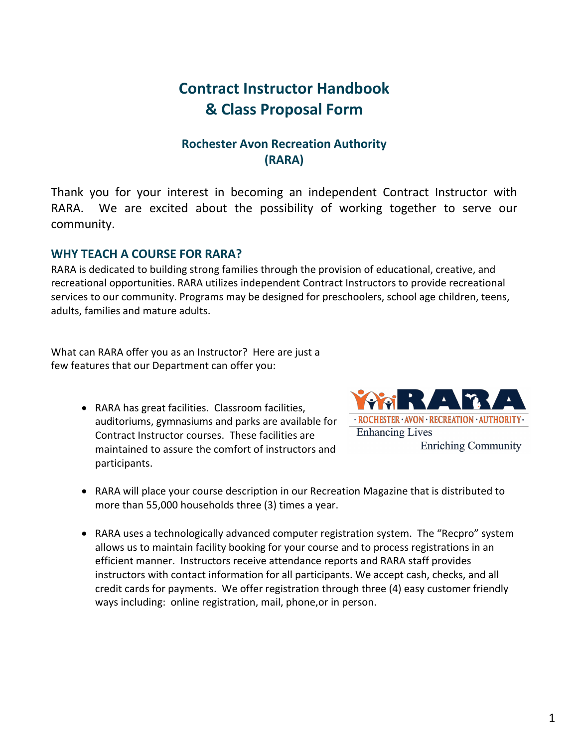# Contract Instructor Handbook & Class Proposal Form

### Rochester Avon Recreation Authority (RARA)

Thank you for your interest in becoming an independent Contract Instructor with RARA. We are excited about the possibility of working together to serve our community.

## WHY TEACH A COURSE FOR RARA?

RARA is dedicated to building strong families through the provision of educational, creative, and recreational opportunities. RARA utilizes independent Contract Instructors to provide recreational services to our community. Programs may be designed for preschoolers, school age children, teens, adults, families and mature adults.

What can RARA offer you as an Instructor? Here are just a few features that our Department can offer you:

- RARA has great facilities. Classroom facilities, auditoriums, gymnasiums and parks are available for Contract Instructor courses. These facilities are maintained to assure the comfort of instructors and participants.
- RARA will place your course description in our Recreation Magazine that is distributed to more than 55,000 households three (3) times a year.
- RARA uses a technologically advanced computer registration system. The "Recpro" system allows us to maintain facility booking for your course and to process registrations in an efficient manner. Instructors receive attendance reports and RARA staff provides instructors with contact information for all participants. We accept cash, checks, and all credit cards for payments. We offer registration through three (4) easy customer friendly ways including: online registration, mail, phone,or in person.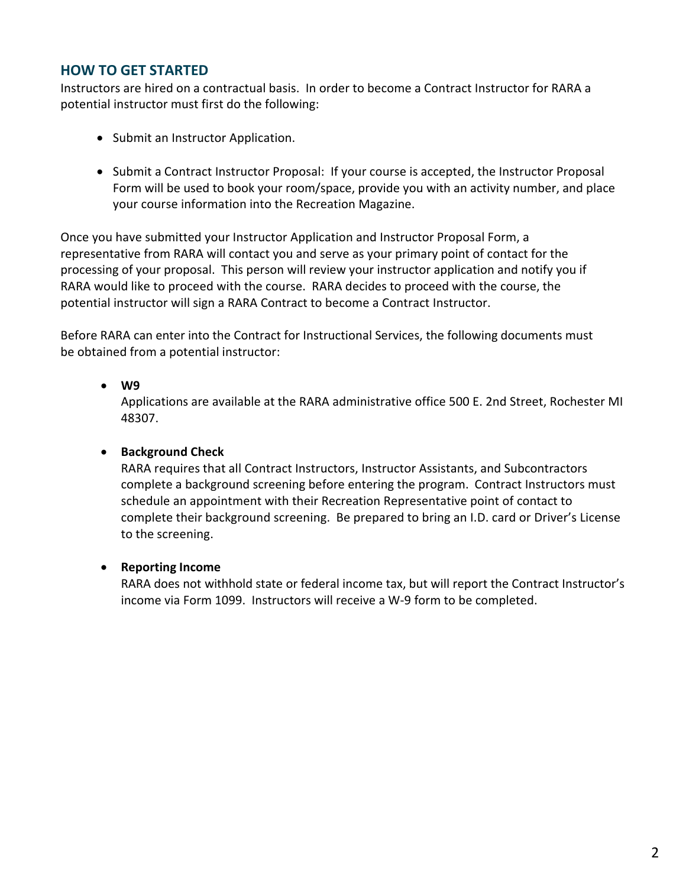## HOW TO GET STARTED

Instructors are hired on a contractual basis. In order to become a Contract Instructor for RARA a potential instructor must first do the following:

- Submit an Instructor Application.
- Submit a Contract Instructor Proposal: If your course is accepted, the Instructor Proposal Form will be used to book your room/space, provide you with an activity number, and place your course information into the Recreation Magazine.

Once you have submitted your Instructor Application and Instructor Proposal Form, a representative from RARA will contact you and serve as your primary point of contact for the processing of your proposal. This person will review your instructor application and notify you if RARA would like to proceed with the course. RARA decides to proceed with the course, the potential instructor will sign a RARA Contract to become a Contract Instructor.

Before RARA can enter into the Contract for Instructional Services, the following documents must be obtained from a potential instructor:

- **W9**
  Applications are available at the RARA administrative office 500 E. 2nd Street, Rochester MI 48307.

- **Background Check**
  RARA requires that all Contract Instructors, Instructor Assistants, and Subcontractors complete a background screening before entering the program. Contract Instructors must schedule an appointment with their Recreation Representative point of contact to complete their background screening. Be prepared to bring an I.D. card or Driver's License to the screening.

- **Reporting Income**
  RARA does not withhold state or federal income tax, but will report the Contract Instructor's income via Form 1099. Instructors will receive a W-9 form to be completed.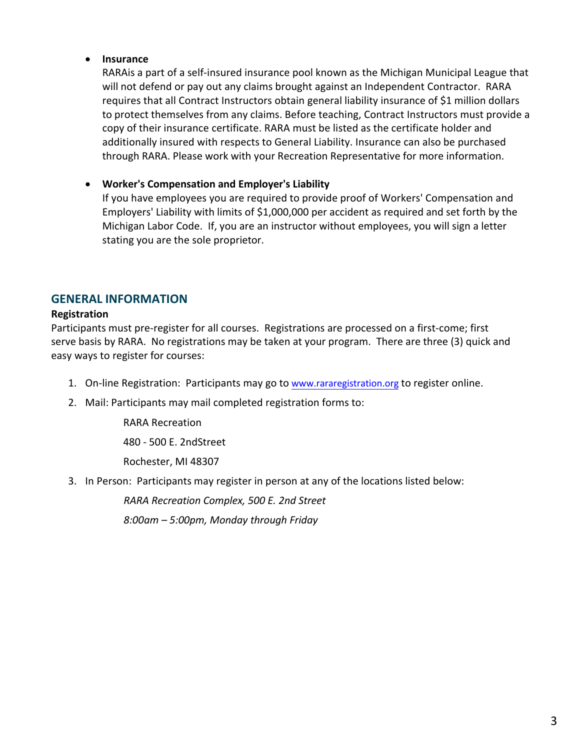- **Insurance**
  RARAis a part of a self-insured insurance pool known as the Michigan Municipal League that will not defend or pay out any claims brought against an Independent Contractor. RARA requires that all Contract Instructors obtain general liability insurance of $1 million dollars to protect themselves from any claims. Before teaching, Contract Instructors must provide a copy of their insurance certificate. RARA must be listed as the certificate holder and additionally insured with respects to General Liability. Insurance can also be purchased through RARA. Please work with your Recreation Representative for more information.

- **Worker's Compensation and Employer's Liability**
  If you have employees you are required to provide proof of Workers' Compensation and Employers' Liability with limits of $1,000,000 per accident as required and set forth by the Michigan Labor Code. If, you are an instructor without employees, you will sign a letter stating you are the sole proprietor.

## GENERAL INFORMATION

**Registration**

Participants must pre-register for all courses. Registrations are processed on a first-come; first serve basis by RARA. No registrations may be taken at your program. There are three (3) quick and easy ways to register for courses:

1. On-line Registration: Participants may go to www.raraigistration.org to register online.
2. Mail: Participants may mail completed registration forms to:

   RARA Recreation

   480 - 500 E. 2ndStreet

   Rochester, MI 48307

3. In Person: Participants may register in person at any of the locations listed below:

   *RARA Recreation Complex, 500 E. 2nd Street*

   *8:00am – 5:00pm, Monday through Friday*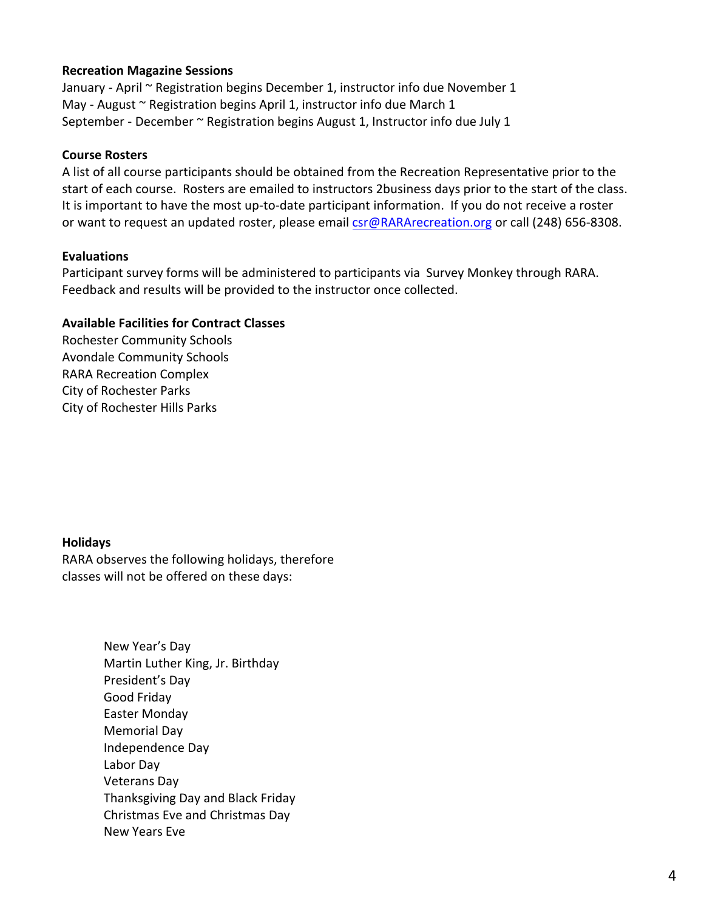**Recreation Magazine Sessions**

January - April ~ Registration begins December 1, instructor info due November 1
May - August ~ Registration begins April 1, instructor info due March 1
September - December ~ Registration begins August 1, Instructor info due July 1

**Course Rosters**

A list of all course participants should be obtained from the Recreation Representative prior to the start of each course. Rosters are emailed to instructors 2business days prior to the start of the class. It is important to have the most up-to-date participant information. If you do not receive a roster or want to request an updated roster, please email csr@RARArecreation.org or call (248) 656-8308.

**Evaluations**

Participant survey forms will be administered to participants via Survey Monkey through RARA. Feedback and results will be provided to the instructor once collected.

**Available Facilities for Contract Classes**

Rochester Community Schools
Avondale Community Schools
RARA Recreation Complex
City of Rochester Parks
City of Rochester Hills Parks

**Holidays**

RARA observes the following holidays, therefore classes will not be offered on these days:

- New Year's Day
- Martin Luther King, Jr. Birthday
- President's Day
- Good Friday
- Easter Monday
- Memorial Day
- Independence Day
- Labor Day
- Veterans Day
- Thanksgiving Day and Black Friday
- Christmas Eve and Christmas Day
- New Years Eve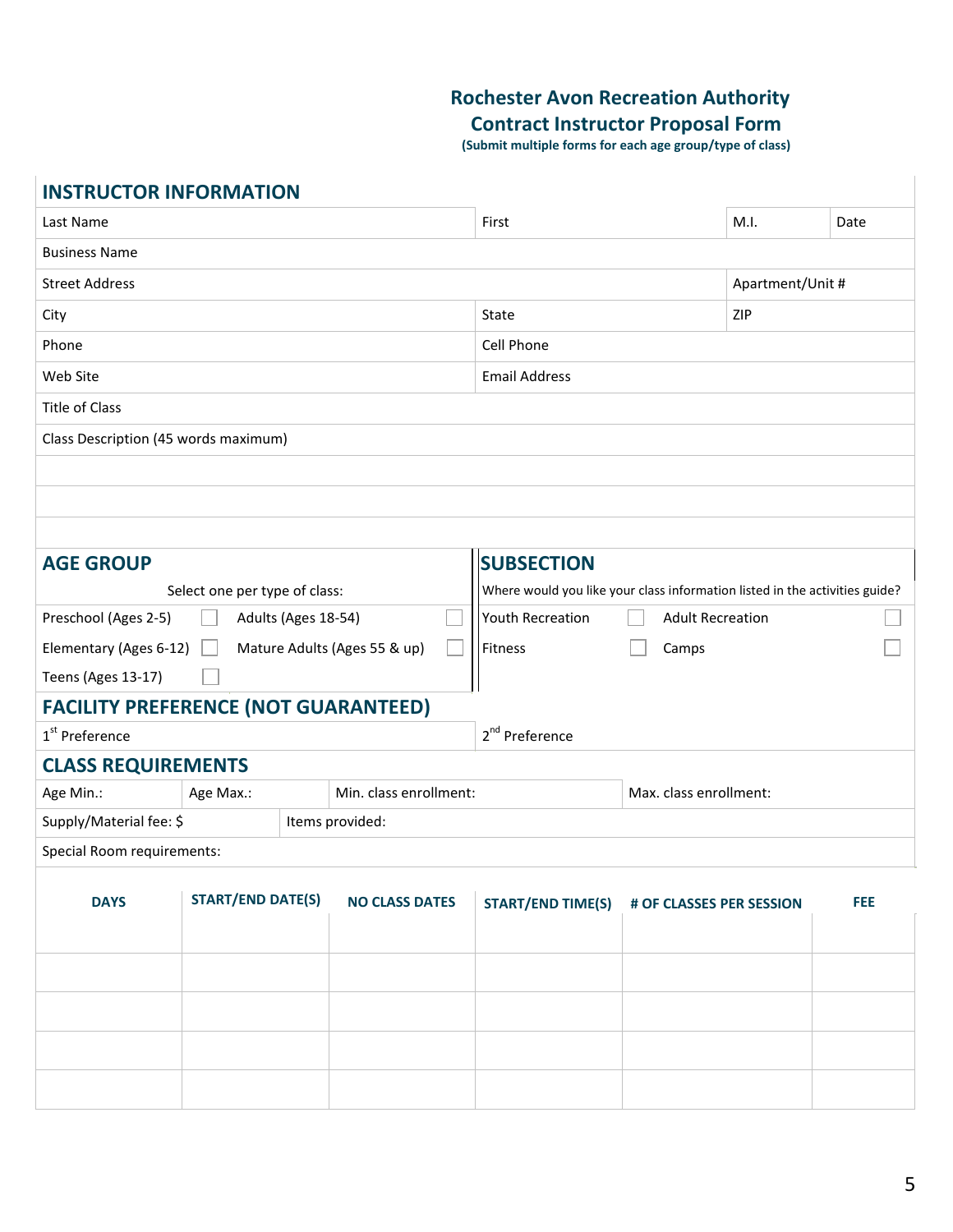# Rochester Avon Recreation Authority
## Contract Instructor Proposal Form
**(Submit multiple forms for each age group/type of class)**

## INSTRUCTOR INFORMATION

| Last Name | First | M.I. | Date |
|---|---|---|---|
| Business Name | | | |
| Street Address | | Apartment/Unit # | |
| City | State | ZIP | |
| Phone | Cell Phone | | |
| Web Site | Email Address | | |
| Title of Class | | | |
| Class Description (45 words maximum) | | | |
| | | | |
| | | | |
| | | | |

## AGE GROUP

Select one per type of class:

| | | | |
|---|---|---|---|
| Preschool (Ages 2-5) | ☐ | Adults (Ages 18-54) | ☐ |
| Elementary (Ages 6-12) | ☐ | Mature Adults (Ages 55 & up) | ☐ |
| Teens (Ages 13-17) | ☐ | | |

## SUBSECTION

Where would you like your class information listed in the activities guide?

| | | | |
|---|---|---|---|
| Youth Recreation | ☐ | Adult Recreation | ☐ |
| Fitness | ☐ | Camps | ☐ |

## FACILITY PREFERENCE (NOT GUARANTEED)

| 1st Preference | 2nd Preference |
|---|---|

## CLASS REQUIREMENTS

| Age Min.: | Age Max.: | Min. class enrollment: | Max. class enrollment: |
|---|---|---|---|
| Supply/Material fee: $ | Items provided: | | |
| Special Room requirements: | | | |

| DAYS | START/END DATE(S) | NO CLASS DATES | START/END TIME(S) | # OF CLASSES PER SESSION | FEE |
|---|---|---|---|---|---|
| | | | | | |
| | | | | | |
| | | | | | |
| | | | | | |
| | | | | | |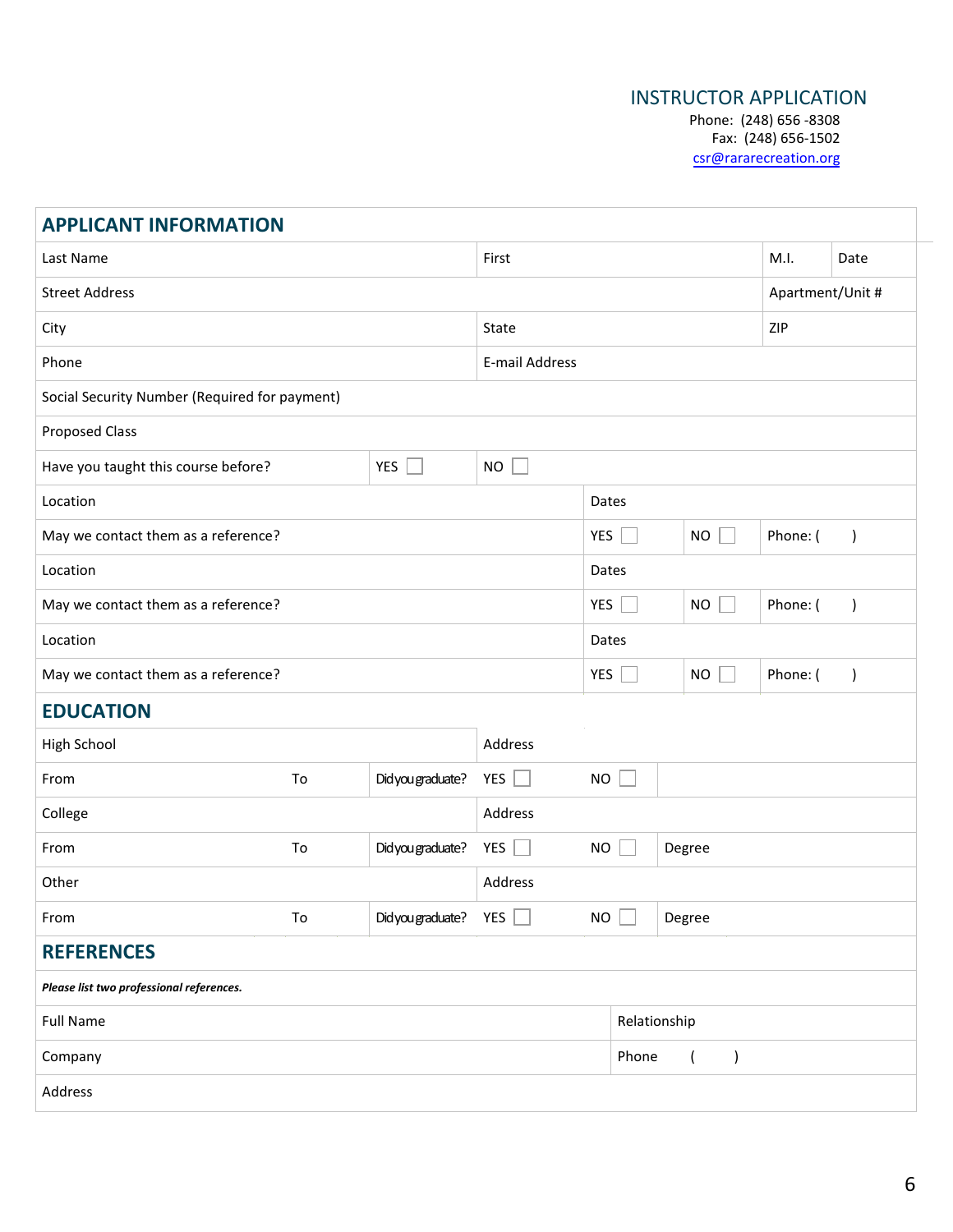## INSTRUCTOR APPLICATION

Phone: (248) 656 -8308
Fax: (248) 656-1502
csr@rararecreation.org

## APPLICANT INFORMATION

| | | | |
|---|---|---|---|
| Last Name | First | M.I. | Date |
| Street Address | | Apartment/Unit # | |
| City | State | ZIP | |
| Phone | E-mail Address | | |
| Social Security Number (Required for payment) | | | |
| Proposed Class | | | |

| | | |
|---|---|---|
| Have you taught this course before? | YES ☐ | NO ☐ |

| | | | |
|---|---|---|---|
| Location | Dates | | |
| May we contact them as a reference? | YES ☐ | NO ☐ | Phone: ( ) |
| Location | Dates | | |
| May we contact them as a reference? | YES ☐ | NO ☐ | Phone: ( ) |
| Location | Dates | | |
| May we contact them as a reference? | YES ☐ | NO ☐ | Phone: ( ) |

## EDUCATION

| | | | | | |
|---|---|---|---|---|---|
| High School | | | Address | | |
| From | To | Did you graduate? | YES ☐ | NO ☐ | |
| College | | | Address | | |
| From | To | Did you graduate? | YES ☐ | NO ☐ | Degree |
| Other | | | Address | | |
| From | To | Did you graduate? | YES ☐ | NO ☐ | Degree |

## REFERENCES

***Please list two professional references.***

| | |
|---|---|
| Full Name | Relationship |
| Company | Phone ( ) |
| Address | |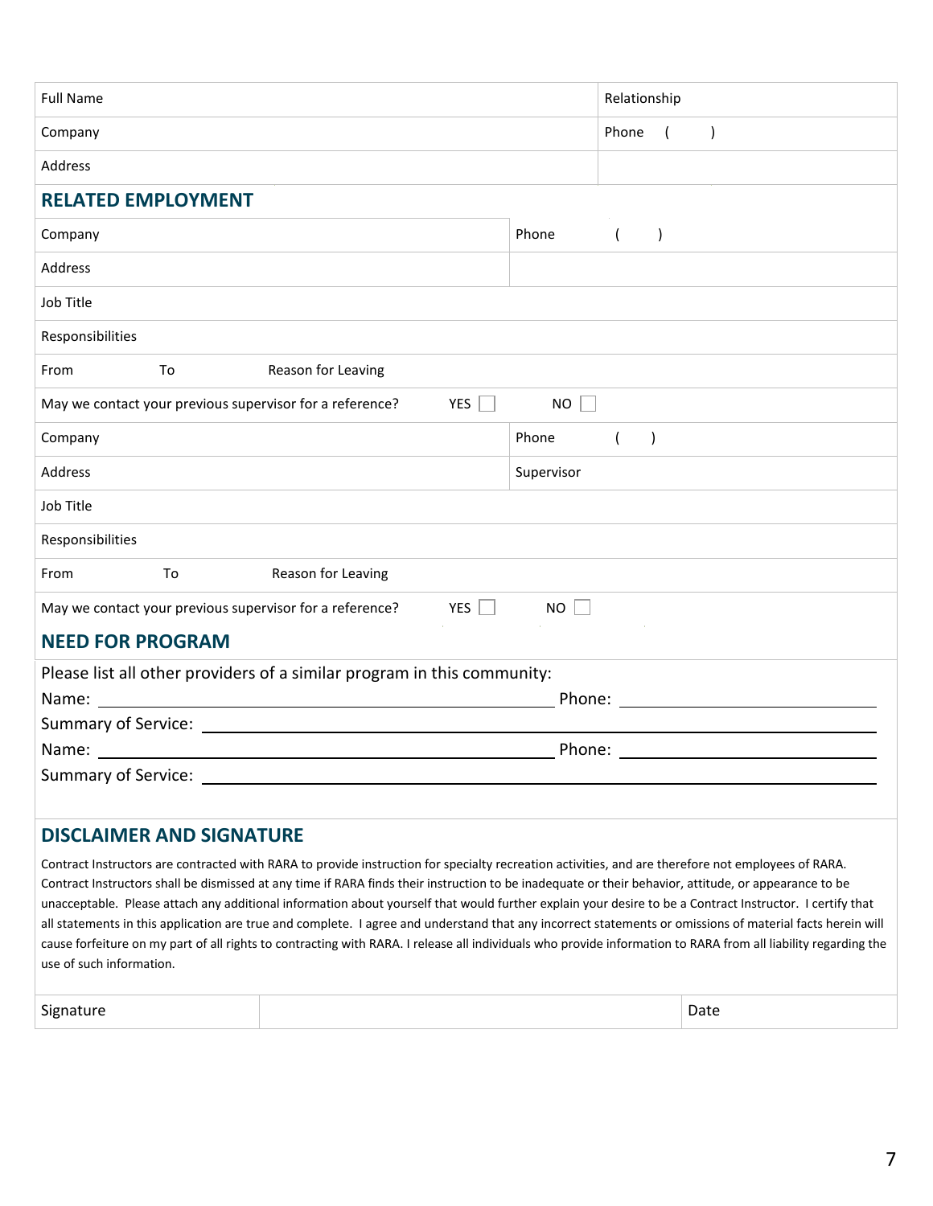| | |
|---|---|
| Full Name | Relationship |
| Company | Phone ( ) |
| Address | |

## RELATED EMPLOYMENT

| | |
|---|---|
| Company | Phone ( ) |
| Address | |
| Job Title | |
| Responsibilities | |
| From To Reason for Leaving | |
| May we contact your previous supervisor for a reference? YES ☐ | NO ☐ |
| Company | Phone ( ) |
| Address | Supervisor |
| Job Title | |
| Responsibilities | |
| From To Reason for Leaving | |
| May we contact your previous supervisor for a reference? YES ☐ | NO ☐ |

## NEED FOR PROGRAM

Please list all other providers of a similar program in this community:

Name: ______________________________ Phone: ______________________

Summary of Service: ______________________________________________

Name: ______________________________ Phone: ______________________

Summary of Service: ______________________________________________

## DISCLAIMER AND SIGNATURE

Contract Instructors are contracted with RARA to provide instruction for specialty recreation activities, and are therefore not employees of RARA. Contract Instructors shall be dismissed at any time if RARA finds their instruction to be inadequate or their behavior, attitude, or appearance to be unacceptable. Please attach any additional information about yourself that would further explain your desire to be a Contract Instructor. I certify that all statements in this application are true and complete. I agree and understand that any incorrect statements or omissions of material facts herein will cause forfeiture on my part of all rights to contracting with RARA. I release all individuals who provide information to RARA from all liability regarding the use of such information.

| | | |
|---|---|---|
| Signature | | Date |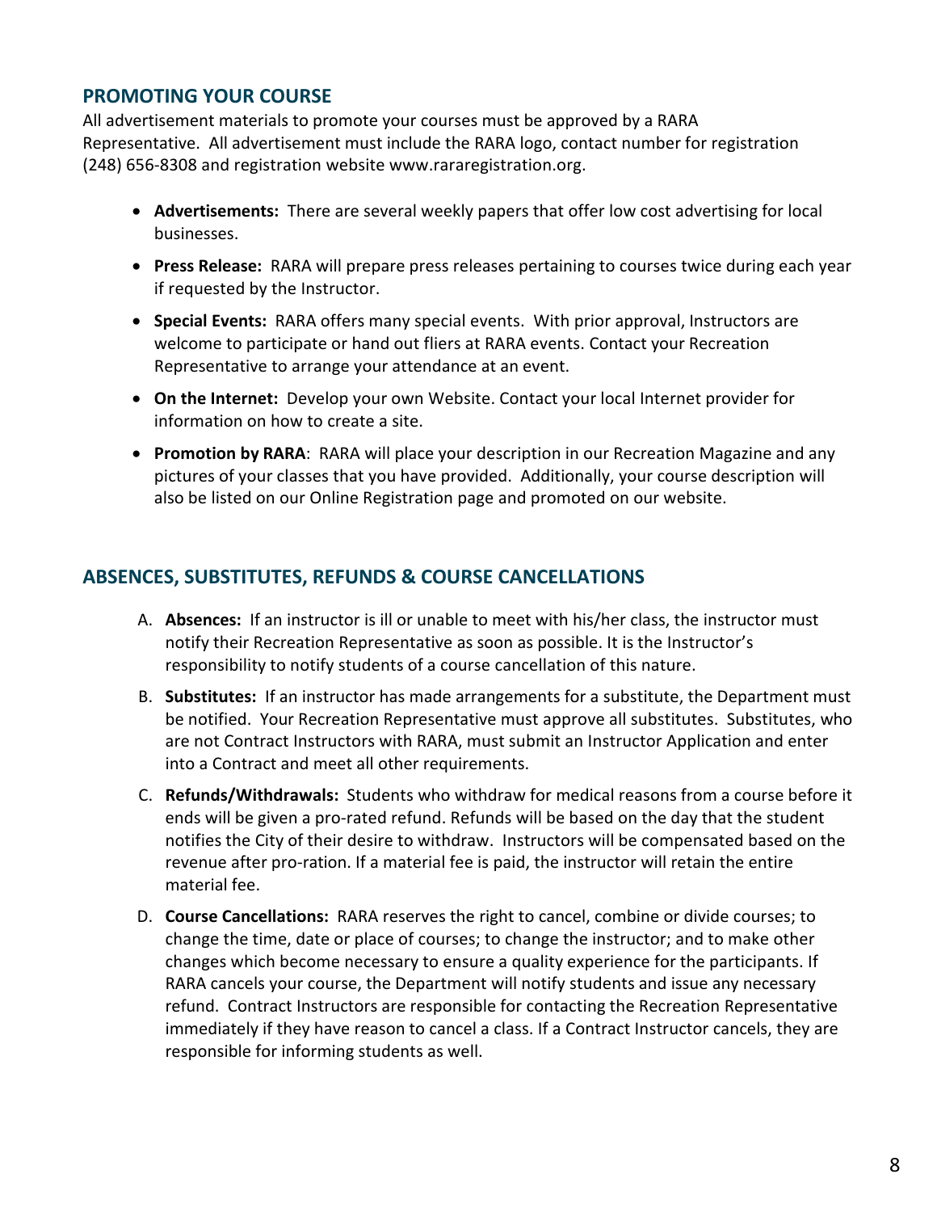## PROMOTING YOUR COURSE

All advertisement materials to promote your courses must be approved by a RARA Representative. All advertisement must include the RARA logo, contact number for registration (248) 656-8308 and registration website www.raraRegistration.org.

- **Advertisements:** There are several weekly papers that offer low cost advertising for local businesses.
- **Press Release:** RARA will prepare press releases pertaining to courses twice during each year if requested by the Instructor.
- **Special Events:** RARA offers many special events. With prior approval, Instructors are welcome to participate or hand out fliers at RARA events. Contact your Recreation Representative to arrange your attendance at an event.
- **On the Internet:** Develop your own Website. Contact your local Internet provider for information on how to create a site.
- **Promotion by RARA**: RARA will place your description in our Recreation Magazine and any pictures of your classes that you have provided. Additionally, your course description will also be listed on our Online Registration page and promoted on our website.

## ABSENCES, SUBSTITUTES, REFUNDS & COURSE CANCELLATIONS

A. **Absences:** If an instructor is ill or unable to meet with his/her class, the instructor must notify their Recreation Representative as soon as possible. It is the Instructor's responsibility to notify students of a course cancellation of this nature.

B. **Substitutes:** If an instructor has made arrangements for a substitute, the Department must be notified. Your Recreation Representative must approve all substitutes. Substitutes, who are not Contract Instructors with RARA, must submit an Instructor Application and enter into a Contract and meet all other requirements.

C. **Refunds/Withdrawals:** Students who withdraw for medical reasons from a course before it ends will be given a pro-rated refund. Refunds will be based on the day that the student notifies the City of their desire to withdraw. Instructors will be compensated based on the revenue after pro-ration. If a material fee is paid, the instructor will retain the entire material fee.

D. **Course Cancellations:** RARA reserves the right to cancel, combine or divide courses; to change the time, date or place of courses; to change the instructor; and to make other changes which become necessary to ensure a quality experience for the participants. If RARA cancels your course, the Department will notify students and issue any necessary refund. Contract Instructors are responsible for contacting the Recreation Representative immediately if they have reason to cancel a class. If a Contract Instructor cancels, they are responsible for informing students as well.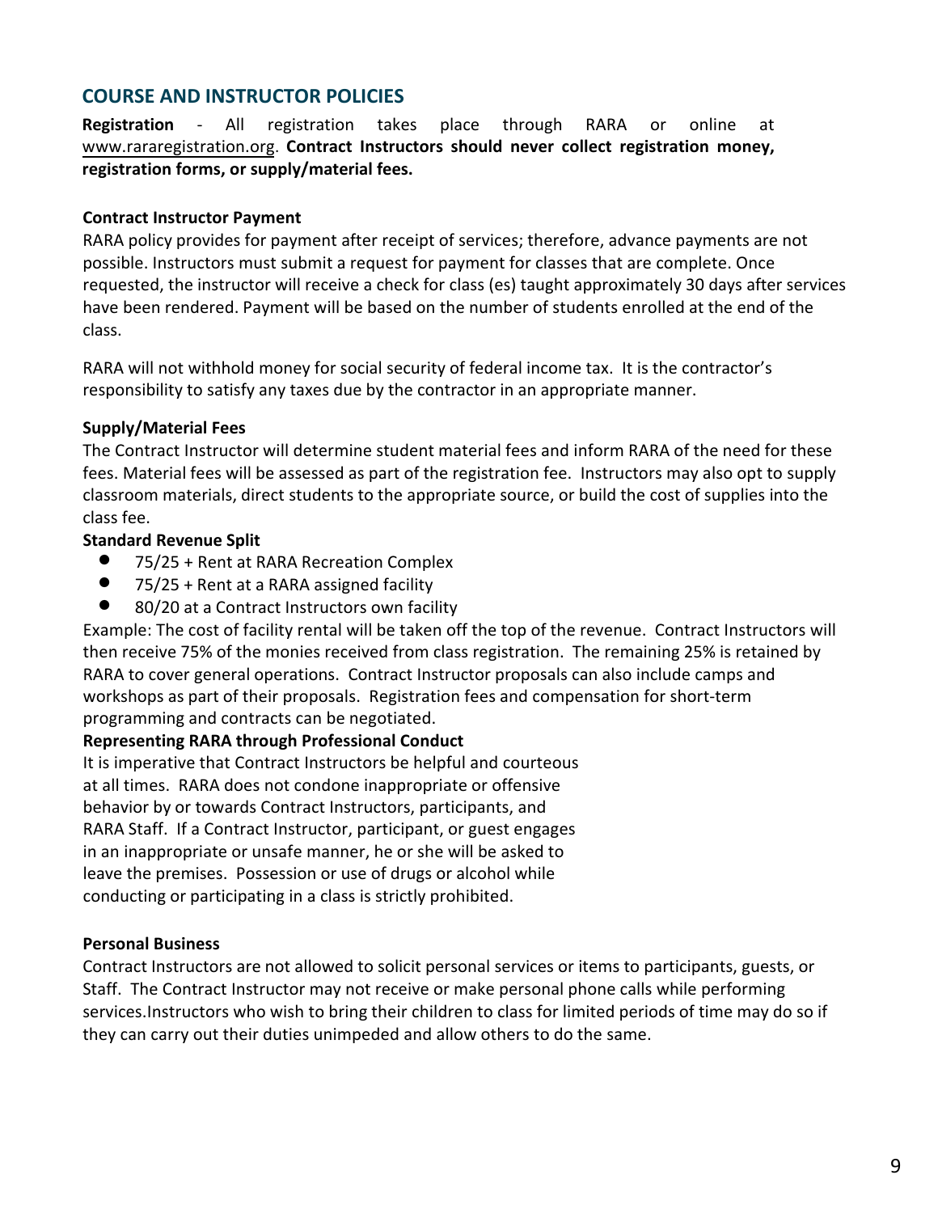## COURSE AND INSTRUCTOR POLICIES

**Registration** - All registration takes place through RARA or online at www.missing-link-placeholder **Contract Instructors should never collect registration money, registration forms, or supply/material fees.**

**Contract Instructor Payment**

RARA policy provides for payment after receipt of services; therefore, advance payments are not possible. Instructors must submit a request for payment for classes that are complete. Once requested, the instructor will receive a check for class (es) taught approximately 30 days after services have been rendered. Payment will be based on the number of students enrolled at the end of the class.

RARA will not withhold money for social security of federal income tax. It is the contractor's responsibility to satisfy any taxes due by the contractor in an appropriate manner.

**Supply/Material Fees**

The Contract Instructor will determine student material fees and inform RARA of the need for these fees. Material fees will be assessed as part of the registration fee. Instructors may also opt to supply classroom materials, direct students to the appropriate source, or build the cost of supplies into the class fee.

**Standard Revenue Split**

- 75/25 + Rent at RARA Recreation Complex
- 75/25 + Rent at a RARA assigned facility
- 80/20 at a Contract Instructors own facility

Example: The cost of facility rental will be taken off the top of the revenue. Contract Instructors will then receive 75% of the monies received from class registration. The remaining 25% is retained by RARA to cover general operations. Contract Instructor proposals can also include camps and workshops as part of their proposals. Registration fees and compensation for short-term programming and contracts can be negotiated.

**Representing RARA through Professional Conduct**

It is imperative that Contract Instructors be helpful and courteous at all times. RARA does not condone inappropriate or offensive behavior by or towards Contract Instructors, participants, and RARA Staff. If a Contract Instructor, participant, or guest engages in an inappropriate or unsafe manner, he or she will be asked to leave the premises. Possession or use of drugs or alcohol while conducting or participating in a class is strictly prohibited.

**Personal Business**

Contract Instructors are not allowed to solicit personal services or items to participants, guests, or Staff. The Contract Instructor may not receive or make personal phone calls while performing services.Instructors who wish to bring their children to class for limited periods of time may do so if they can carry out their duties unimpeded and allow others to do the same.

## COURSE AND INSTRUCTOR POLICIES

**Registration** - All registration takes place through RARA or online at www.rararegistration.org. **Contract Instructors should never collect registration money, registration forms, or supply/material fees.**

**Contract Instructor Payment**

RARA policy provides for payment after receipt of services; therefore, advance payments are not possible. Instructors must submit a request for payment for classes that are complete. Once requested, the instructor will receive a check for class (es) taught approximately 30 days after services have been rendered. Payment will be based on the number of students enrolled at the end of the class.

RARA will not withhold money for social security of federal income tax. It is the contractor's responsibility to satisfy any taxes due by the contractor in an appropriate manner.

**Supply/Material Fees**

The Contract Instructor will determine student material fees and inform RARA of the need for these fees. Material fees will be assessed as part of the registration fee. Instructors may also opt to supply classroom materials, direct students to the appropriate source, or build the cost of supplies into the class fee.

**Standard Revenue Split**

- 75/25 + Rent at RARA Recreation Complex
- 75/25 + Rent at a RARA assigned facility
- 80/20 at a Contract Instructors own facility

Example: The cost of facility rental will be taken off the top of the revenue. Contract Instructors will then receive 75% of the monies received from class registration. The remaining 25% is retained by RARA to cover general operations. Contract Instructor proposals can also include camps and workshops as part of their proposals. Registration fees and compensation for short-term programming and contracts can be negotiated.

**Representing RARA through Professional Conduct**

It is imperative that Contract Instructors be helpful and courteous at all times. RARA does not condone inappropriate or offensive behavior by or towards Contract Instructors, participants, and RARA Staff. If a Contract Instructor, participant, or guest engages in an inappropriate or unsafe manner, he or she will be asked to leave the premises. Possession or use of drugs or alcohol while conducting or participating in a class is strictly prohibited.

**Personal Business**

Contract Instructors are not allowed to solicit personal services or items to participants, guests, or Staff. The Contract Instructor may not receive or make personal phone calls while performing services.Instructors who wish to bring their children to class for limited periods of time may do so if they can carry out their duties unimpeded and allow others to do the same.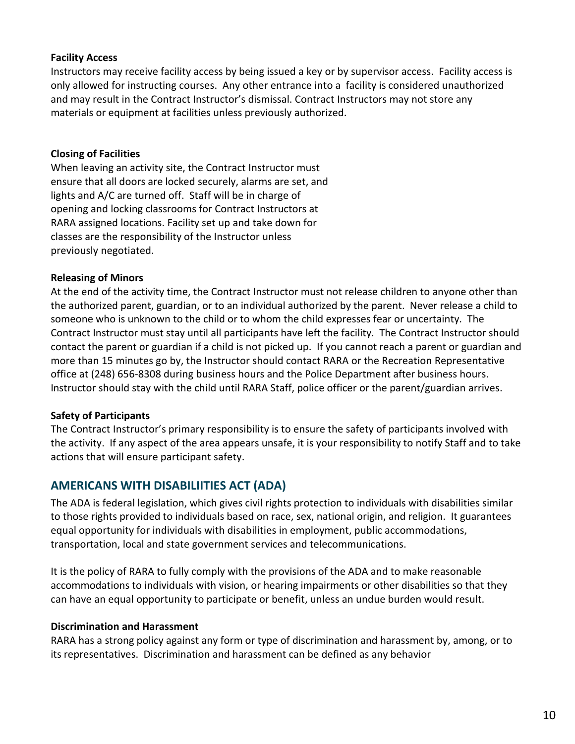**Facility Access**

Instructors may receive facility access by being issued a key or by supervisor access. Facility access is only allowed for instructing courses. Any other entrance into a facility is considered unauthorized and may result in the Contract Instructor's dismissal. Contract Instructors may not store any materials or equipment at facilities unless previously authorized.

**Closing of Facilities**

When leaving an activity site, the Contract Instructor must ensure that all doors are locked securely, alarms are set, and lights and A/C are turned off. Staff will be in charge of opening and locking classrooms for Contract Instructors at RARA assigned locations. Facility set up and take down for classes are the responsibility of the Instructor unless previously negotiated.

**Releasing of Minors**

At the end of the activity time, the Contract Instructor must not release children to anyone other than the authorized parent, guardian, or to an individual authorized by the parent. Never release a child to someone who is unknown to the child or to whom the child expresses fear or uncertainty. The Contract Instructor must stay until all participants have left the facility. The Contract Instructor should contact the parent or guardian if a child is not picked up. If you cannot reach a parent or guardian and more than 15 minutes go by, the Instructor should contact RARA or the Recreation Representative office at (248) 656-8308 during business hours and the Police Department after business hours. Instructor should stay with the child until RARA Staff, police officer or the parent/guardian arrives.

**Safety of Participants**

The Contract Instructor's primary responsibility is to ensure the safety of participants involved with the activity. If any aspect of the area appears unsafe, it is your responsibility to notify Staff and to take actions that will ensure participant safety.

## AMERICANS WITH DISABILIITIES ACT (ADA)

The ADA is federal legislation, which gives civil rights protection to individuals with disabilities similar to those rights provided to individuals based on race, sex, national origin, and religion. It guarantees equal opportunity for individuals with disabilities in employment, public accommodations, transportation, local and state government services and telecommunications.

It is the policy of RARA to fully comply with the provisions of the ADA and to make reasonable accommodations to individuals with vision, or hearing impairments or other disabilities so that they can have an equal opportunity to participate or benefit, unless an undue burden would result.

**Discrimination and Harassment**

RARA has a strong policy against any form or type of discrimination and harassment by, among, or to its representatives. Discrimination and harassment can be defined as any behavior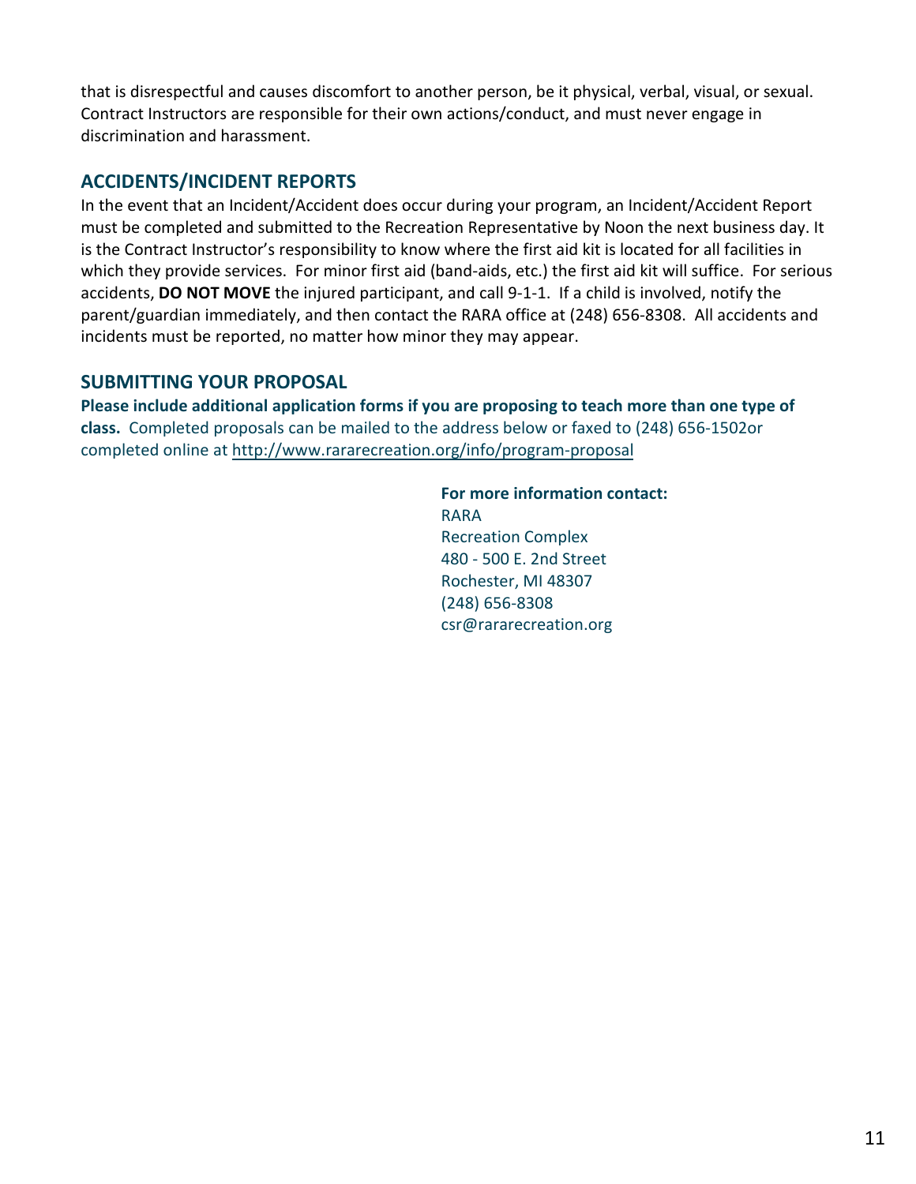that is disrespectful and causes discomfort to another person, be it physical, verbal, visual, or sexual. Contract Instructors are responsible for their own actions/conduct, and must never engage in discrimination and harassment.

## ACCIDENTS/INCIDENT REPORTS

In the event that an Incident/Accident does occur during your program, an Incident/Accident Report must be completed and submitted to the Recreation Representative by Noon the next business day. It is the Contract Instructor's responsibility to know where the first aid kit is located for all facilities in which they provide services. For minor first aid (band-aids, etc.) the first aid kit will suffice. For serious accidents, **DO NOT MOVE** the injured participant, and call 9-1-1. If a child is involved, notify the parent/guardian immediately, and then contact the RARA office at (248) 656-8308. All accidents and incidents must be reported, no matter how minor they may appear.

## SUBMITTING YOUR PROPOSAL

**Please include additional application forms if you are proposing to teach more than one type of class.** Completed proposals can be mailed to the address below or faxed to (248) 656-1502or completed online at http://www.rararecreation.org/info/program-proposal

**For more information contact:**
RARA
Recreation Complex
480 - 500 E. 2nd Street
Rochester, MI 48307
(248) 656-8308
csr@rararecreation.org